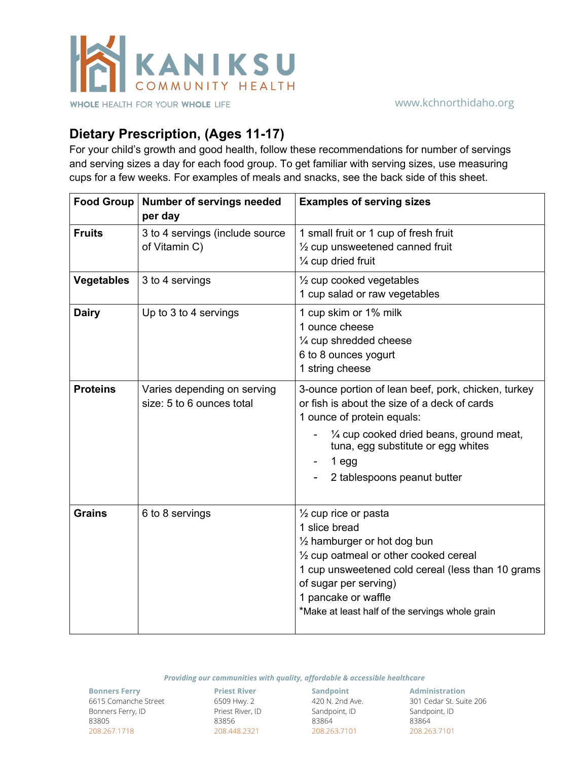KANIKSU COMMUNITY HEALTH

WHOLE HEALTH FOR YOUR WHOLE LIFE

www.kchnorthidaho.org

## Dietary Prescription, (Ages 11-17)

For your child's growth and good health, follow these recommendations for number of servings and serving sizes a day for each food group. To get familiar with serving sizes, use measuring cups for a few weeks. For examples of meals and snacks, see the back side of this sheet.

| Food Group | Number of servings needed per day | Examples of serving sizes |
|---|---|---|
| **Fruits** | 3 to 4 servings (include source of Vitamin C) | 1 small fruit or 1 cup of fresh fruit<br>½ cup unsweetened canned fruit<br>¼ cup dried fruit |
| **Vegetables** | 3 to 4 servings | ½ cup cooked vegetables<br>1 cup salad or raw vegetables |
| **Dairy** | Up to 3 to 4 servings | 1 cup skim or 1% milk<br>1 ounce cheese<br>¼ cup shredded cheese<br>6 to 8 ounces yogurt<br>1 string cheese |
| **Proteins** | Varies depending on serving size: 5 to 6 ounces total | 3-ounce portion of lean beef, pork, chicken, turkey or fish is about the size of a deck of cards<br>1 ounce of protein equals:<br>- ¼ cup cooked dried beans, ground meat, tuna, egg substitute or egg whites<br>- 1 egg<br>- 2 tablespoons peanut butter |
| **Grains** | 6 to 8 servings | ½ cup rice or pasta<br>1 slice bread<br>½ hamburger or hot dog bun<br>½ cup oatmeal or other cooked cereal<br>1 cup unsweetened cold cereal (less than 10 grams of sugar per serving)<br>1 pancake or waffle<br>*Make at least half of the servings whole grain |

*Providing our communities with quality, affordable & accessible healthcare*

**Bonners Ferry**
6615 Comanche Street
Bonners Ferry, ID
83805
208.267.1718

**Priest River**
6509 Hwy. 2
Priest River, ID
83856
208.448.2321

**Sandpoint**
420 N. 2nd Ave.
Sandpoint, ID
83864
208.263.7101

**Administration**
301 Cedar St. Suite 206
Sandpoint, ID
83864
208.263.7101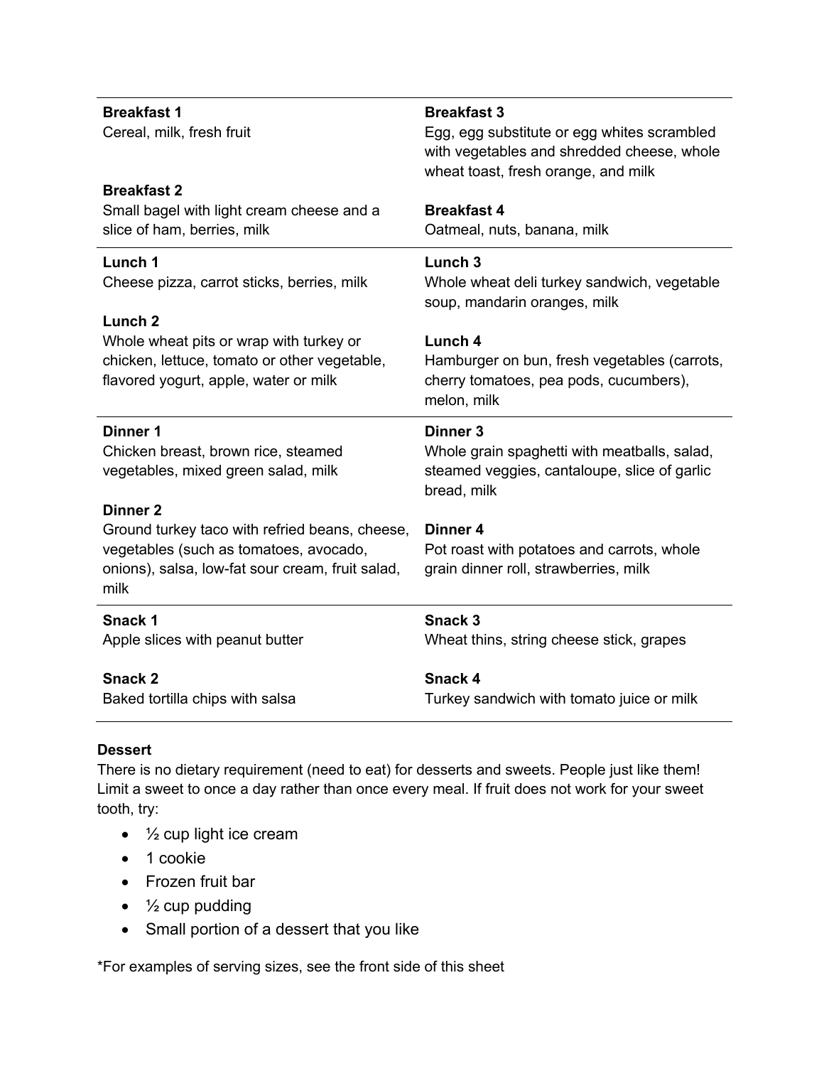**Breakfast 1**
Cereal, milk, fresh fruit

**Breakfast 2**
Small bagel with light cream cheese and a slice of ham, berries, milk

**Breakfast 3**
Egg, egg substitute or egg whites scrambled with vegetables and shredded cheese, whole wheat toast, fresh orange, and milk

**Breakfast 4**
Oatmeal, nuts, banana, milk

---

**Lunch 1**
Cheese pizza, carrot sticks, berries, milk

**Lunch 2**
Whole wheat pits or wrap with turkey or chicken, lettuce, tomato or other vegetable, flavored yogurt, apple, water or milk

**Lunch 3**
Whole wheat deli turkey sandwich, vegetable soup, mandarin oranges, milk

**Lunch 4**
Hamburger on bun, fresh vegetables (carrots, cherry tomatoes, pea pods, cucumbers), melon, milk

---

**Dinner 1**
Chicken breast, brown rice, steamed vegetables, mixed green salad, milk

**Dinner 2**
Ground turkey taco with refried beans, cheese, vegetables (such as tomatoes, avocado, onions), salsa, low-fat sour cream, fruit salad, milk

**Dinner 3**
Whole grain spaghetti with meatballs, salad, steamed veggies, cantaloupe, slice of garlic bread, milk

**Dinner 4**
Pot roast with potatoes and carrots, whole grain dinner roll, strawberries, milk

---

**Snack 1**
Apple slices with peanut butter

**Snack 2**
Baked tortilla chips with salsa

**Snack 3**
Wheat thins, string cheese stick, grapes

**Snack 4**
Turkey sandwich with tomato juice or milk

---

**Dessert**

There is no dietary requirement (need to eat) for desserts and sweets. People just like them! Limit a sweet to once a day rather than once every meal. If fruit does not work for your sweet tooth, try:

- ½ cup light ice cream
- 1 cookie
- Frozen fruit bar
- ½ cup pudding
- Small portion of a dessert that you like

*For examples of serving sizes, see the front side of this sheet